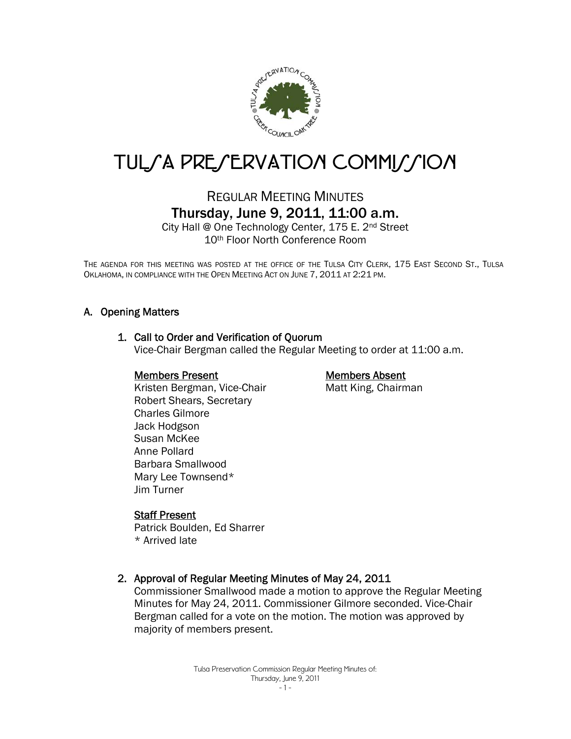# TULSA PRESERVATION COMMISSION

## REGULAR MEETING MINUTES

### Thursday, June 9, 2011, 11:00 a.m.

City Hall @ One Technology Center, 175 E. 2nd Street
10th Floor North Conference Room

THE AGENDA FOR THIS MEETING WAS POSTED AT THE OFFICE OF THE TULSA CITY CLERK, 175 EAST SECOND ST., TULSA OKLAHOMA, IN COMPLIANCE WITH THE OPEN MEETING ACT ON JUNE 7, 2011 AT 2:21 PM.

## A. Opening Matters

### 1. Call to Order and Verification of Quorum

Vice-Chair Bergman called the Regular Meeting to order at 11:00 a.m.

**Members Present**

Kristen Bergman, Vice-Chair
Robert Shears, Secretary
Charles Gilmore
Jack Hodgson
Susan McKee
Anne Pollard
Barbara Smallwood
Mary Lee Townsend*
Jim Turner

**Members Absent**

Matt King, Chairman

**Staff Present**

Patrick Boulden, Ed Sharrer
* Arrived late

### 2. Approval of Regular Meeting Minutes of May 24, 2011

Commissioner Smallwood made a motion to approve the Regular Meeting Minutes for May 24, 2011. Commissioner Gilmore seconded. Vice-Chair Bergman called for a vote on the motion. The motion was approved by majority of members present.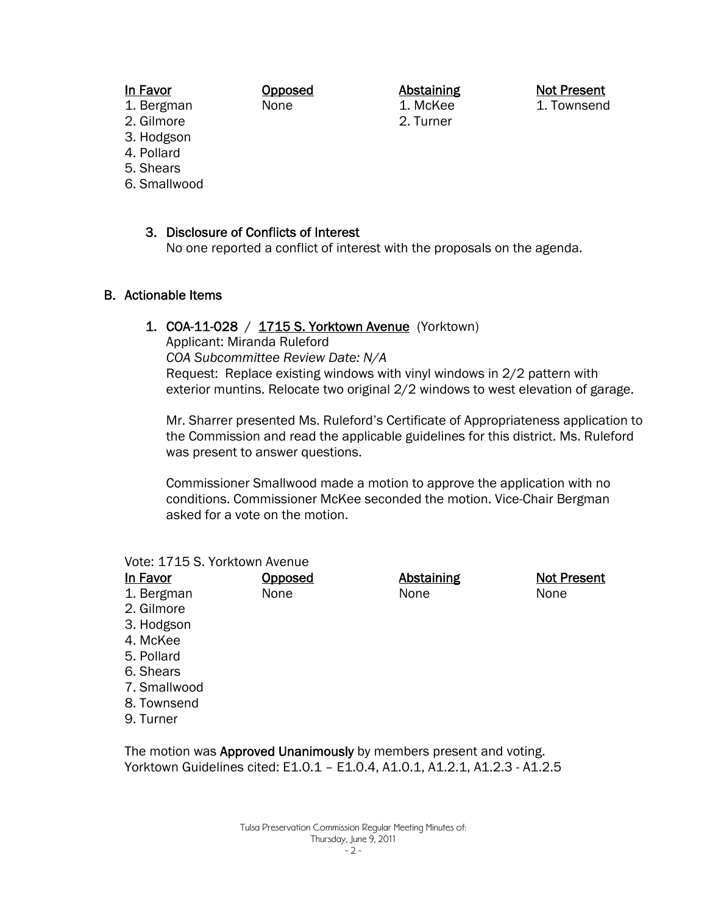| In Favor | Opposed | Abstaining | Not Present |
|---|---|---|---|
| 1. Bergman | None | 1. McKee | 1. Townsend |
| 2. Gilmore | | 2. Turner | |
| 3. Hodgson | | | |
| 4. Pollard | | | |
| 5. Shears | | | |
| 6. Smallwood | | | |

3. Disclosure of Conflicts of Interest
   No one reported a conflict of interest with the proposals on the agenda.

## B. Actionable Items

1. COA-11-028 / 1715 S. Yorktown Avenue (Yorktown)
   Applicant: Miranda Ruleford
   *COA Subcommittee Review Date: N/A*
   Request: Replace existing windows with vinyl windows in 2/2 pattern with exterior muntins. Relocate two original 2/2 windows to west elevation of garage.

   Mr. Sharrer presented Ms. Ruleford's Certificate of Appropriateness application to the Commission and read the applicable guidelines for this district. Ms. Ruleford was present to answer questions.

   Commissioner Smallwood made a motion to approve the application with no conditions. Commissioner McKee seconded the motion. Vice-Chair Bergman asked for a vote on the motion.

Vote: 1715 S. Yorktown Avenue

| In Favor | Opposed | Abstaining | Not Present |
|---|---|---|---|
| 1. Bergman | None | None | None |
| 2. Gilmore | | | |
| 3. Hodgson | | | |
| 4. McKee | | | |
| 5. Pollard | | | |
| 6. Shears | | | |
| 7. Smallwood | | | |
| 8. Townsend | | | |
| 9. Turner | | | |

The motion was **Approved Unanimously** by members present and voting.
Yorktown Guidelines cited: E1.0.1 – E1.0.4, A1.0.1, A1.2.1, A1.2.3 - A1.2.5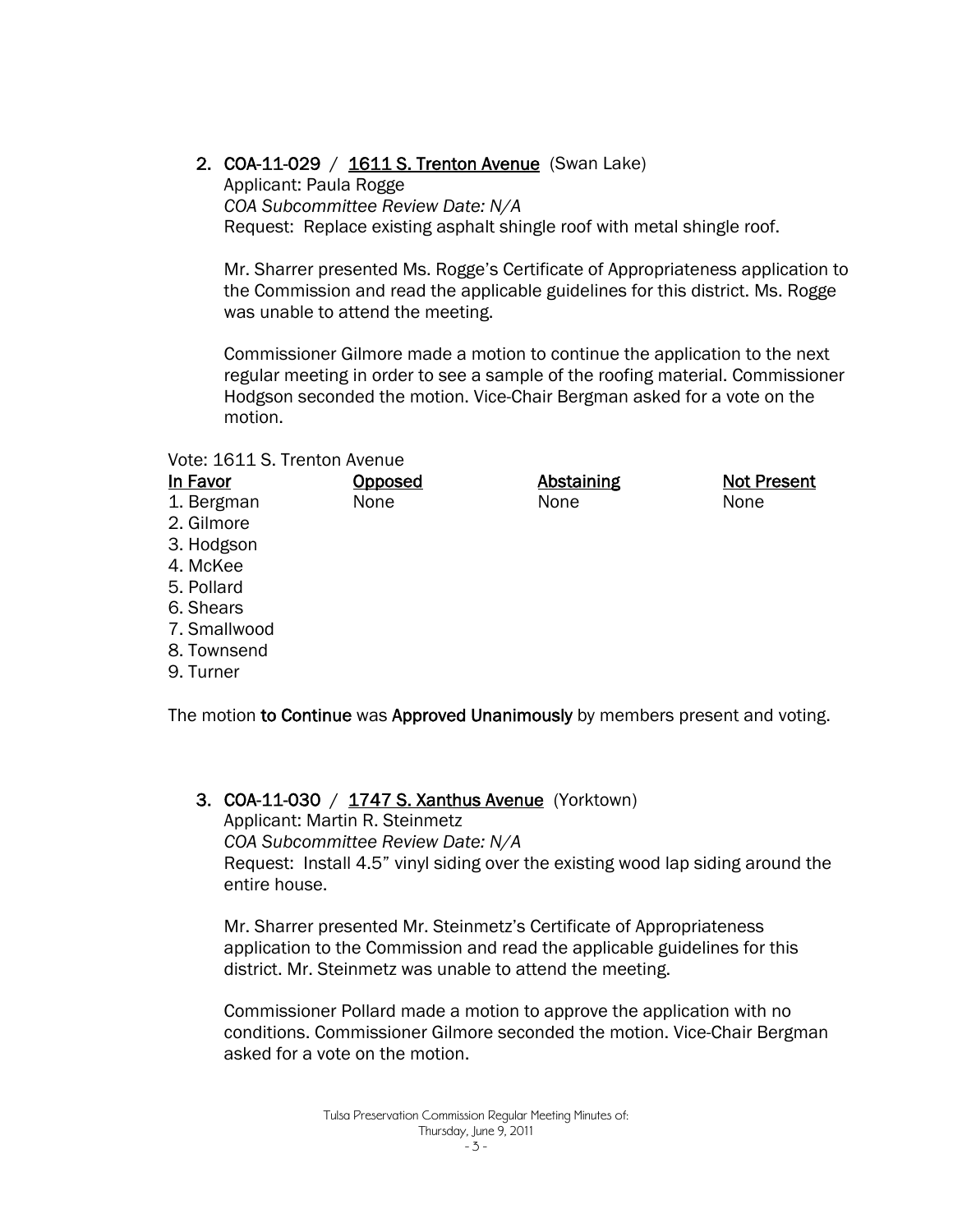2. **COA-11-029** / **1611 S. Trenton Avenue** (Swan Lake)
   Applicant: Paula Rogge
   *COA Subcommittee Review Date: N/A*
   Request: Replace existing asphalt shingle roof with metal shingle roof.

   Mr. Sharrer presented Ms. Rogge's Certificate of Appropriateness application to the Commission and read the applicable guidelines for this district. Ms. Rogge was unable to attend the meeting.

   Commissioner Gilmore made a motion to continue the application to the next regular meeting in order to see a sample of the roofing material. Commissioner Hodgson seconded the motion. Vice-Chair Bergman asked for a vote on the motion.

Vote: 1611 S. Trenton Avenue

| In Favor | Opposed | Abstaining | Not Present |
|---|---|---|---|
| 1. Bergman | None | None | None |
| 2. Gilmore | | | |
| 3. Hodgson | | | |
| 4. McKee | | | |
| 5. Pollard | | | |
| 6. Shears | | | |
| 7. Smallwood | | | |
| 8. Townsend | | | |
| 9. Turner | | | |

The motion **to Continue** was **Approved Unanimously** by members present and voting.

3. **COA-11-030** / **1747 S. Xanthus Avenue** (Yorktown)
   Applicant: Martin R. Steinmetz
   *COA Subcommittee Review Date: N/A*
   Request: Install 4.5" vinyl siding over the existing wood lap siding around the entire house.

   Mr. Sharrer presented Mr. Steinmetz's Certificate of Appropriateness application to the Commission and read the applicable guidelines for this district. Mr. Steinmetz was unable to attend the meeting.

   Commissioner Pollard made a motion to approve the application with no conditions. Commissioner Gilmore seconded the motion. Vice-Chair Bergman asked for a vote on the motion.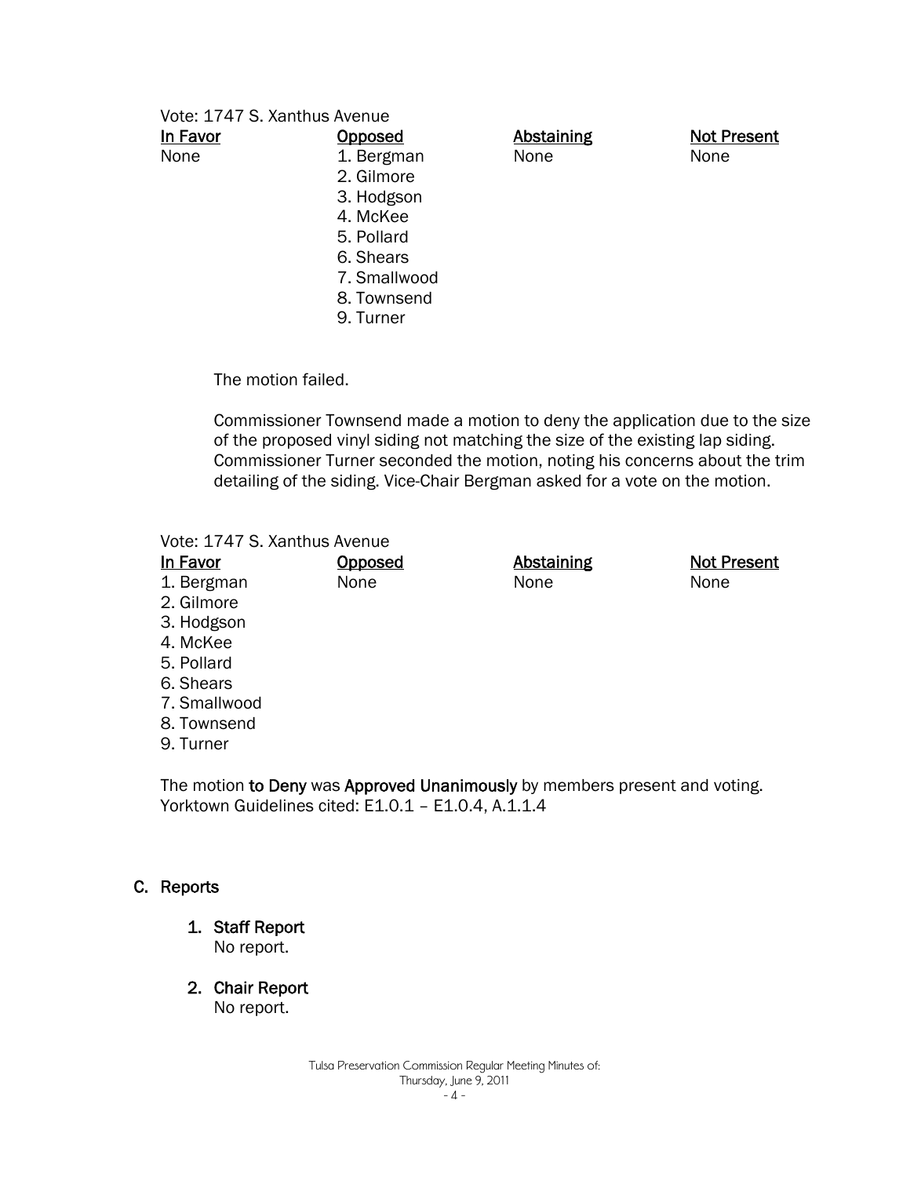Vote: 1747 S. Xanthus Avenue

| In Favor | Opposed | Abstaining | Not Present |
|---|---|---|---|
| None | 1. Bergman | None | None |
| | 2. Gilmore | | |
| | 3. Hodgson | | |
| | 4. McKee | | |
| | 5. Pollard | | |
| | 6. Shears | | |
| | 7. Smallwood | | |
| | 8. Townsend | | |
| | 9. Turner | | |

The motion failed.

Commissioner Townsend made a motion to deny the application due to the size of the proposed vinyl siding not matching the size of the existing lap siding. Commissioner Turner seconded the motion, noting his concerns about the trim detailing of the siding. Vice-Chair Bergman asked for a vote on the motion.

Vote: 1747 S. Xanthus Avenue

| In Favor | Opposed | Abstaining | Not Present |
|---|---|---|---|
| 1. Bergman | None | None | None |
| 2. Gilmore | | | |
| 3. Hodgson | | | |
| 4. McKee | | | |
| 5. Pollard | | | |
| 6. Shears | | | |
| 7. Smallwood | | | |
| 8. Townsend | | | |
| 9. Turner | | | |

The motion **to Deny** was **Approved Unanimously** by members present and voting.
Yorktown Guidelines cited: E1.0.1 – E1.0.4, A.1.1.4

## C. Reports

1. **Staff Report**
   No report.

2. **Chair Report**
   No report.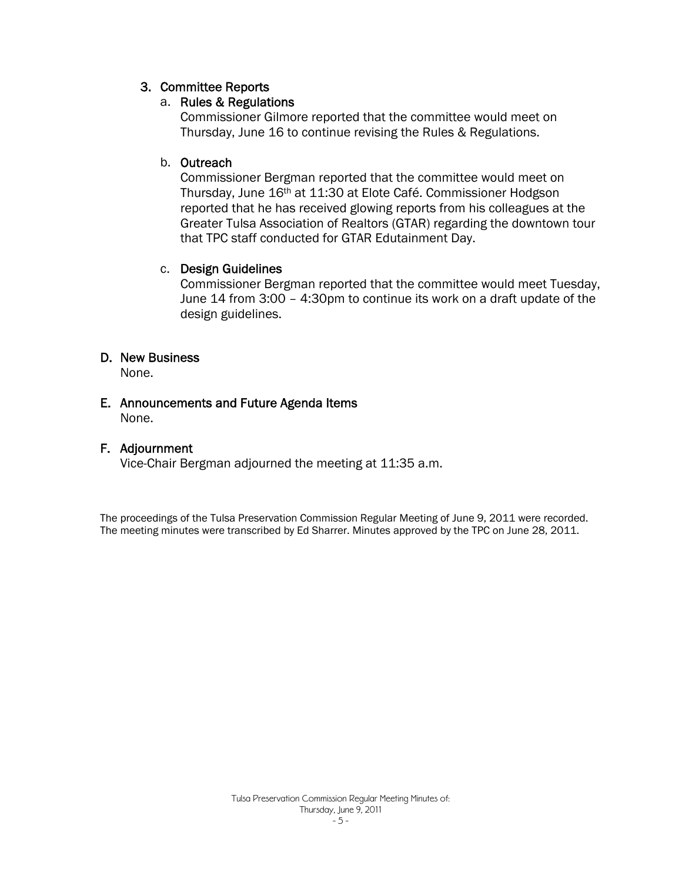3. **Committee Reports**

   a. **Rules & Regulations**

      Commissioner Gilmore reported that the committee would meet on Thursday, June 16 to continue revising the Rules & Regulations.

   b. **Outreach**

      Commissioner Bergman reported that the committee would meet on Thursday, June 16th at 11:30 at Elote Café. Commissioner Hodgson reported that he has received glowing reports from his colleagues at the Greater Tulsa Association of Realtors (GTAR) regarding the downtown tour that TPC staff conducted for GTAR Edutainment Day.

   c. **Design Guidelines**

      Commissioner Bergman reported that the committee would meet Tuesday, June 14 from 3:00 – 4:30pm to continue its work on a draft update of the design guidelines.

## D. New Business

None.

## E. Announcements and Future Agenda Items

None.

## F. Adjournment

Vice-Chair Bergman adjourned the meeting at 11:35 a.m.

The proceedings of the Tulsa Preservation Commission Regular Meeting of June 9, 2011 were recorded. The meeting minutes were transcribed by Ed Sharrer. Minutes approved by the TPC on June 28, 2011.